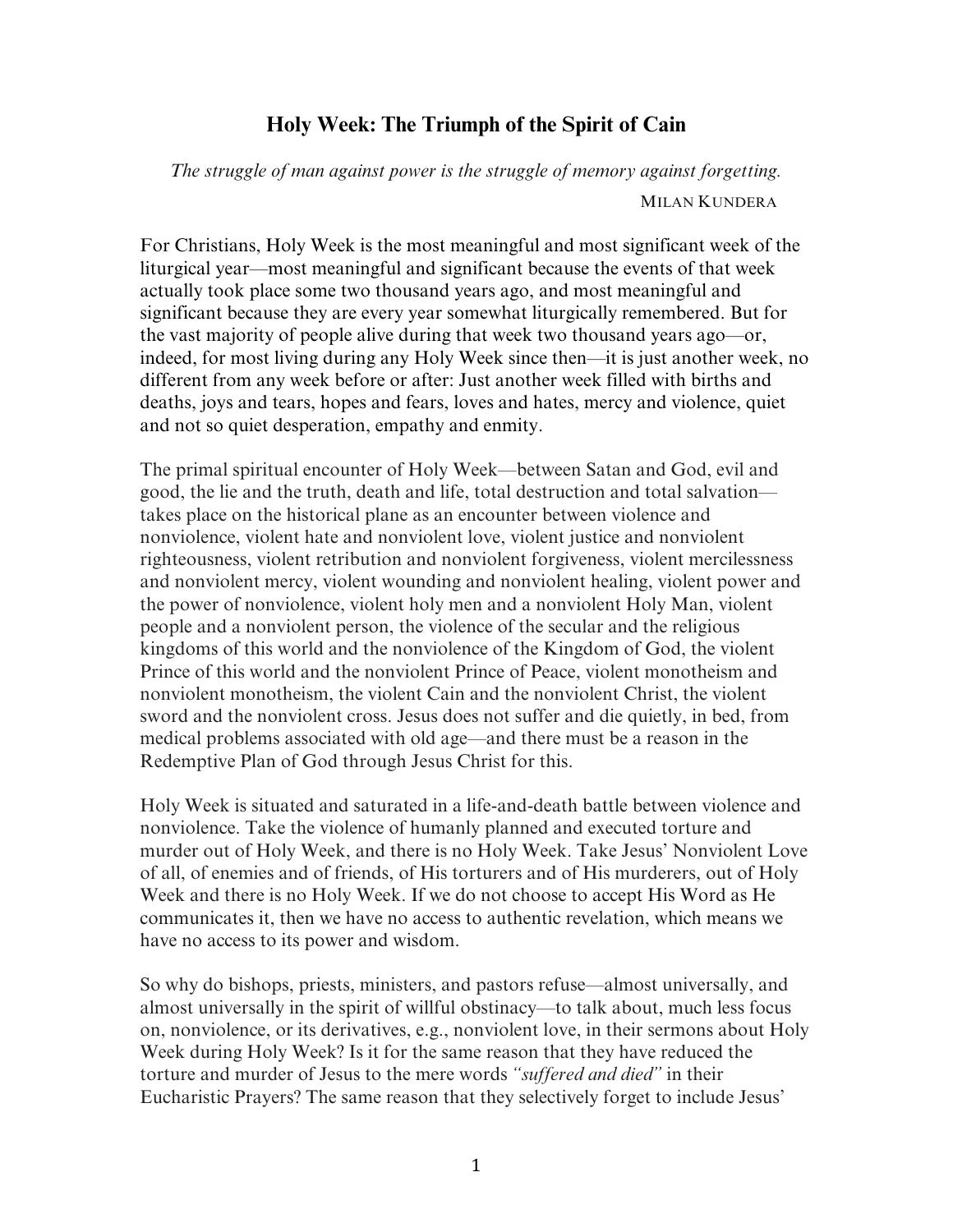# Holy Week: The Triumph of the Spirit of Cain

*The struggle of man against power is the struggle of memory against forgetting.*

MILAN KUNDERA

For Christians, Holy Week is the most meaningful and most significant week of the liturgical year—most meaningful and significant because the events of that week actually took place some two thousand years ago, and most meaningful and significant because they are every year somewhat liturgically remembered. But for the vast majority of people alive during that week two thousand years ago—or, indeed, for most living during any Holy Week since then—it is just another week, no different from any week before or after: Just another week filled with births and deaths, joys and tears, hopes and fears, loves and hates, mercy and violence, quiet and not so quiet desperation, empathy and enmity.

The primal spiritual encounter of Holy Week—between Satan and God, evil and good, the lie and the truth, death and life, total destruction and total salvation—takes place on the historical plane as an encounter between violence and nonviolence, violent hate and nonviolent love, violent justice and nonviolent righteousness, violent retribution and nonviolent forgiveness, violent mercilessness and nonviolent mercy, violent wounding and nonviolent healing, violent power and the power of nonviolence, violent holy men and a nonviolent Holy Man, violent people and a nonviolent person, the violence of the secular and the religious kingdoms of this world and the nonviolence of the Kingdom of God, the violent Prince of this world and the nonviolent Prince of Peace, violent monotheism and nonviolent monotheism, the violent Cain and the nonviolent Christ, the violent sword and the nonviolent cross. Jesus does not suffer and die quietly, in bed, from medical problems associated with old age—and there must be a reason in the Redemptive Plan of God through Jesus Christ for this.

Holy Week is situated and saturated in a life-and-death battle between violence and nonviolence. Take the violence of humanly planned and executed torture and murder out of Holy Week, and there is no Holy Week. Take Jesus' Nonviolent Love of all, of enemies and of friends, of His torturers and of His murderers, out of Holy Week and there is no Holy Week. If we do not choose to accept His Word as He communicates it, then we have no access to authentic revelation, which means we have no access to its power and wisdom.

So why do bishops, priests, ministers, and pastors refuse—almost universally, and almost universally in the spirit of willful obstinacy—to talk about, much less focus on, nonviolence, or its derivatives, e.g., nonviolent love, in their sermons about Holy Week during Holy Week? Is it for the same reason that they have reduced the torture and murder of Jesus to the mere words *"suffered and died"* in their Eucharistic Prayers? The same reason that they selectively forget to include Jesus'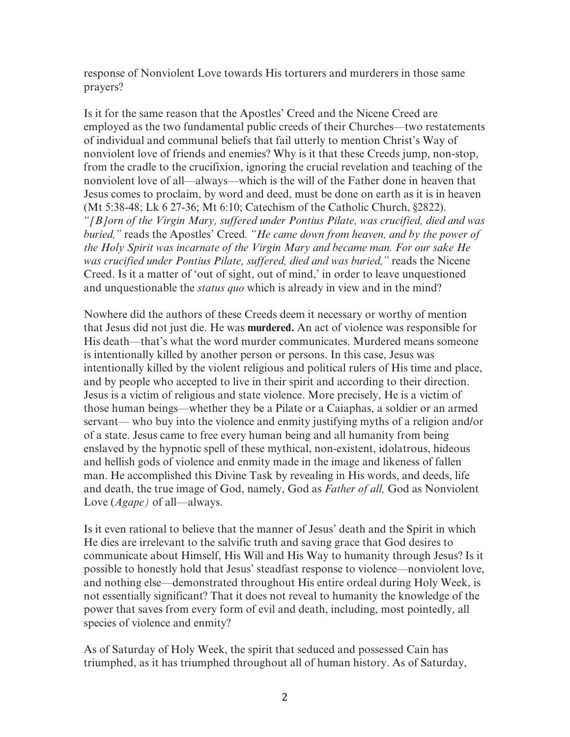response of Nonviolent Love towards His torturers and murderers in those same prayers?

Is it for the same reason that the Apostles' Creed and the Nicene Creed are employed as the two fundamental public creeds of their Churches—two restatements of individual and communal beliefs that fail utterly to mention Christ's Way of nonviolent love of friends and enemies? Why is it that these Creeds jump, non-stop, from the cradle to the crucifixion, ignoring the crucial revelation and teaching of the nonviolent love of all—always—which is the will of the Father done in heaven that Jesus comes to proclaim, by word and deed, must be done on earth as it is in heaven (Mt 5:38-48; Lk 6 27-36; Mt 6:10; Catechism of the Catholic Church, §2822). *"[B]orn of the Virgin Mary, suffered under Pontius Pilate, was crucified, died and was buried,"* reads the Apostles' Creed. *"He came down from heaven, and by the power of the Holy Spirit was incarnate of the Virgin Mary and became man. For our sake He was crucified under Pontius Pilate, suffered, died and was buried,"* reads the Nicene Creed. Is it a matter of 'out of sight, out of mind,' in order to leave unquestioned and unquestionable the *status quo* which is already in view and in the mind?

Nowhere did the authors of these Creeds deem it necessary or worthy of mention that Jesus did not just die. He was **murdered.** An act of violence was responsible for His death—that's what the word murder communicates. Murdered means someone is intentionally killed by another person or persons. In this case, Jesus was intentionally killed by the violent religious and political rulers of His time and place, and by people who accepted to live in their spirit and according to their direction. Jesus is a victim of religious and state violence. More precisely, He is a victim of those human beings—whether they be a Pilate or a Caiaphas, a soldier or an armed servant— who buy into the violence and enmity justifying myths of a religion and/or of a state. Jesus came to free every human being and all humanity from being enslaved by the hypnotic spell of these mythical, non-existent, idolatrous, hideous and hellish gods of violence and enmity made in the image and likeness of fallen man. He accomplished this Divine Task by revealing in His words, and deeds, life and death, the true image of God, namely, God as *Father of all,* God as Nonviolent Love (*Agape)* of all—always.

Is it even rational to believe that the manner of Jesus' death and the Spirit in which He dies are irrelevant to the salvific truth and saving grace that God desires to communicate about Himself, His Will and His Way to humanity through Jesus? Is it possible to honestly hold that Jesus' steadfast response to violence—nonviolent love, and nothing else—demonstrated throughout His entire ordeal during Holy Week, is not essentially significant? That it does not reveal to humanity the knowledge of the power that saves from every form of evil and death, including, most pointedly, all species of violence and enmity?

As of Saturday of Holy Week, the spirit that seduced and possessed Cain has triumphed, as it has triumphed throughout all of human history. As of Saturday,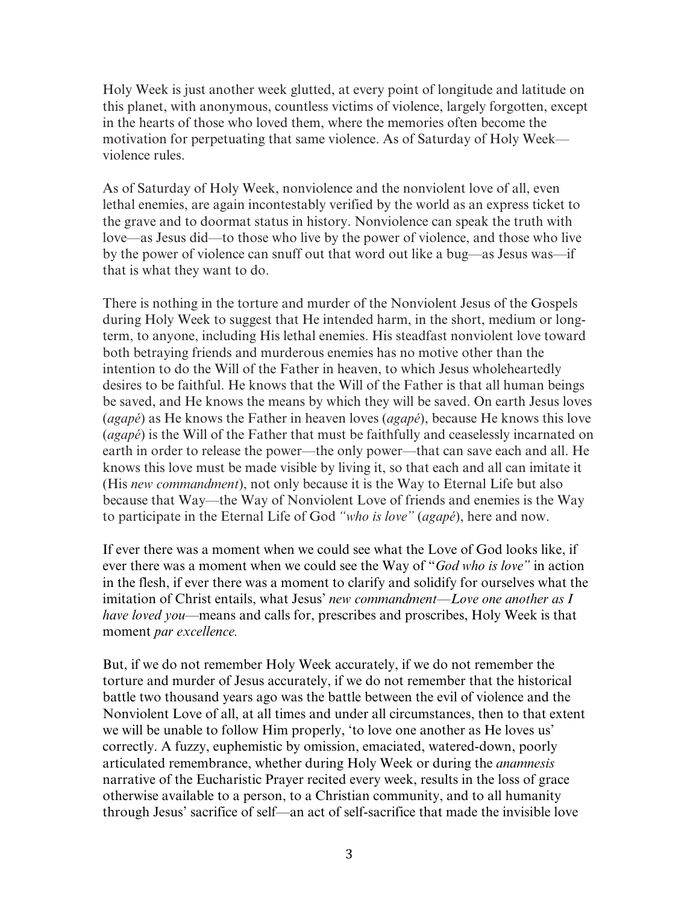Holy Week is just another week glutted, at every point of longitude and latitude on this planet, with anonymous, countless victims of violence, largely forgotten, except in the hearts of those who loved them, where the memories often become the motivation for perpetuating that same violence. As of Saturday of Holy Week—violence rules.

As of Saturday of Holy Week, nonviolence and the nonviolent love of all, even lethal enemies, are again incontestably verified by the world as an express ticket to the grave and to doormat status in history. Nonviolence can speak the truth with love—as Jesus did—to those who live by the power of violence, and those who live by the power of violence can snuff out that word out like a bug—as Jesus was—if that is what they want to do.

There is nothing in the torture and murder of the Nonviolent Jesus of the Gospels during Holy Week to suggest that He intended harm, in the short, medium or long-term, to anyone, including His lethal enemies. His steadfast nonviolent love toward both betraying friends and murderous enemies has no motive other than the intention to do the Will of the Father in heaven, to which Jesus wholeheartedly desires to be faithful. He knows that the Will of the Father is that all human beings be saved, and He knows the means by which they will be saved. On earth Jesus loves (*agapé*) as He knows the Father in heaven loves (*agapé*), because He knows this love (*agapé*) is the Will of the Father that must be faithfully and ceaselessly incarnated on earth in order to release the power—the only power—that can save each and all. He knows this love must be made visible by living it, so that each and all can imitate it (His *new commandment*), not only because it is the Way to Eternal Life but also because that Way—the Way of Nonviolent Love of friends and enemies is the Way to participate in the Eternal Life of God *"who is love"* (*agapé*), here and now.

If ever there was a moment when we could see what the Love of God looks like, if ever there was a moment when we could see the Way of "*God who is love"* in action in the flesh, if ever there was a moment to clarify and solidify for ourselves what the imitation of Christ entails, what Jesus' *new commandment*—*Love one another as I have loved you*—means and calls for, prescribes and proscribes, Holy Week is that moment *par excellence.*

But, if we do not remember Holy Week accurately, if we do not remember the torture and murder of Jesus accurately, if we do not remember that the historical battle two thousand years ago was the battle between the evil of violence and the Nonviolent Love of all, at all times and under all circumstances, then to that extent we will be unable to follow Him properly, 'to love one another as He loves us' correctly. A fuzzy, euphemistic by omission, emaciated, watered-down, poorly articulated remembrance, whether during Holy Week or during the *anamnesis* narrative of the Eucharistic Prayer recited every week, results in the loss of grace otherwise available to a person, to a Christian community, and to all humanity through Jesus' sacrifice of self—an act of self-sacrifice that made the invisible love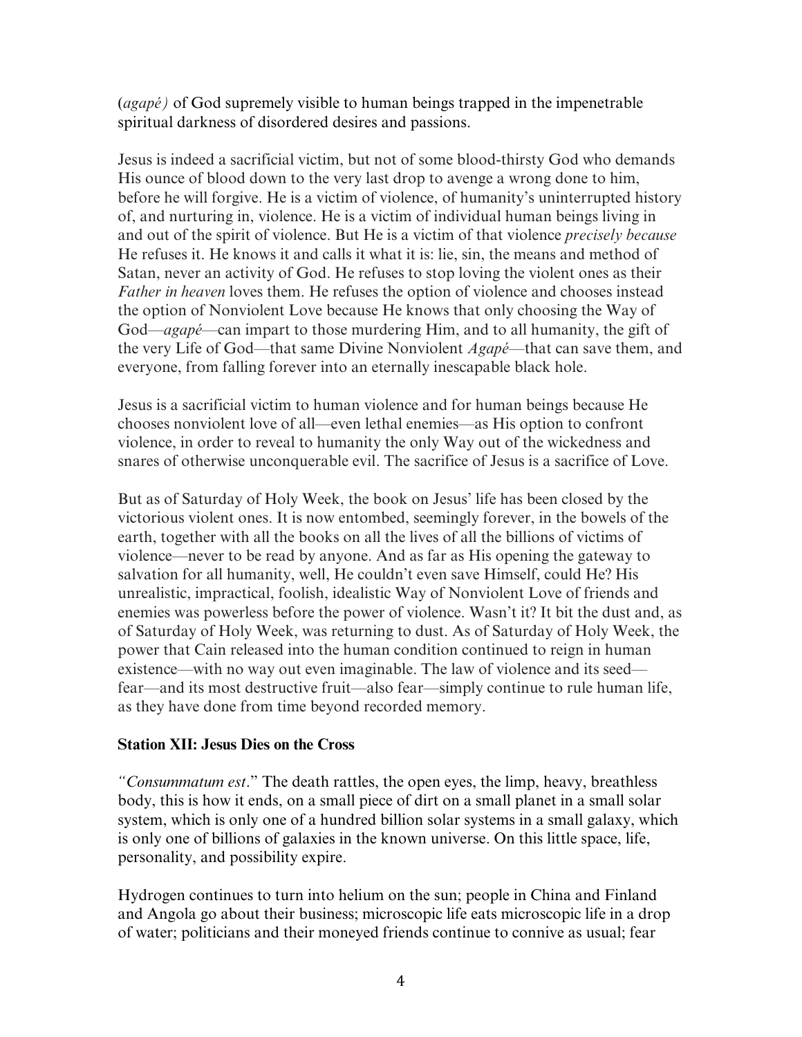(*agapé)* of God supremely visible to human beings trapped in the impenetrable spiritual darkness of disordered desires and passions.

Jesus is indeed a sacrificial victim, but not of some blood-thirsty God who demands His ounce of blood down to the very last drop to avenge a wrong done to him, before he will forgive. He is a victim of violence, of humanity's uninterrupted history of, and nurturing in, violence. He is a victim of individual human beings living in and out of the spirit of violence. But He is a victim of that violence *precisely because* He refuses it. He knows it and calls it what it is: lie, sin, the means and method of Satan, never an activity of God. He refuses to stop loving the violent ones as their *Father in heaven* loves them. He refuses the option of violence and chooses instead the option of Nonviolent Love because He knows that only choosing the Way of God—*agapé*—can impart to those murdering Him, and to all humanity, the gift of the very Life of God—that same Divine Nonviolent *Agapé*—that can save them, and everyone, from falling forever into an eternally inescapable black hole.

Jesus is a sacrificial victim to human violence and for human beings because He chooses nonviolent love of all—even lethal enemies—as His option to confront violence, in order to reveal to humanity the only Way out of the wickedness and snares of otherwise unconquerable evil. The sacrifice of Jesus is a sacrifice of Love.

But as of Saturday of Holy Week, the book on Jesus' life has been closed by the victorious violent ones. It is now entombed, seemingly forever, in the bowels of the earth, together with all the books on all the lives of all the billions of victims of violence—never to be read by anyone. And as far as His opening the gateway to salvation for all humanity, well, He couldn't even save Himself, could He? His unrealistic, impractical, foolish, idealistic Way of Nonviolent Love of friends and enemies was powerless before the power of violence. Wasn't it? It bit the dust and, as of Saturday of Holy Week, was returning to dust. As of Saturday of Holy Week, the power that Cain released into the human condition continued to reign in human existence—with no way out even imaginable. The law of violence and its seed—fear—and its most destructive fruit—also fear—simply continue to rule human life, as they have done from time beyond recorded memory.

**Station XII: Jesus Dies on the Cross**

*"Consummatum est*." The death rattles, the open eyes, the limp, heavy, breathless body, this is how it ends, on a small piece of dirt on a small planet in a small solar system, which is only one of a hundred billion solar systems in a small galaxy, which is only one of billions of galaxies in the known universe. On this little space, life, personality, and possibility expire.

Hydrogen continues to turn into helium on the sun; people in China and Finland and Angola go about their business; microscopic life eats microscopic life in a drop of water; politicians and their moneyed friends continue to connive as usual; fear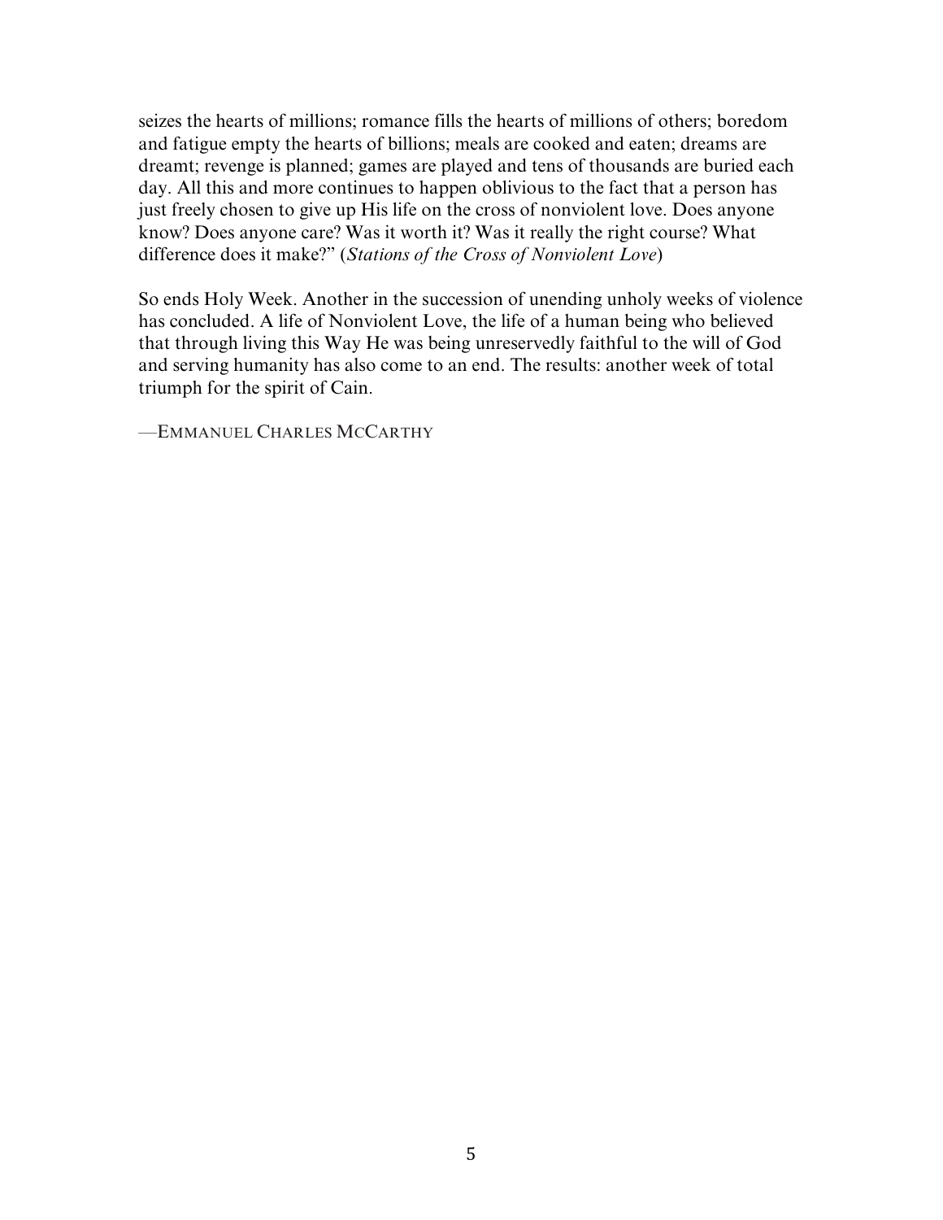seizes the hearts of millions; romance fills the hearts of millions of others; boredom and fatigue empty the hearts of billions; meals are cooked and eaten; dreams are dreamt; revenge is planned; games are played and tens of thousands are buried each day. All this and more continues to happen oblivious to the fact that a person has just freely chosen to give up His life on the cross of nonviolent love. Does anyone know? Does anyone care? Was it worth it? Was it really the right course? What difference does it make?" (*Stations of the Cross of Nonviolent Love*)

So ends Holy Week. Another in the succession of unending unholy weeks of violence has concluded. A life of Nonviolent Love, the life of a human being who believed that through living this Way He was being unreservedly faithful to the will of God and serving humanity has also come to an end. The results: another week of total triumph for the spirit of Cain.

—EMMANUEL CHARLES MCCARTHY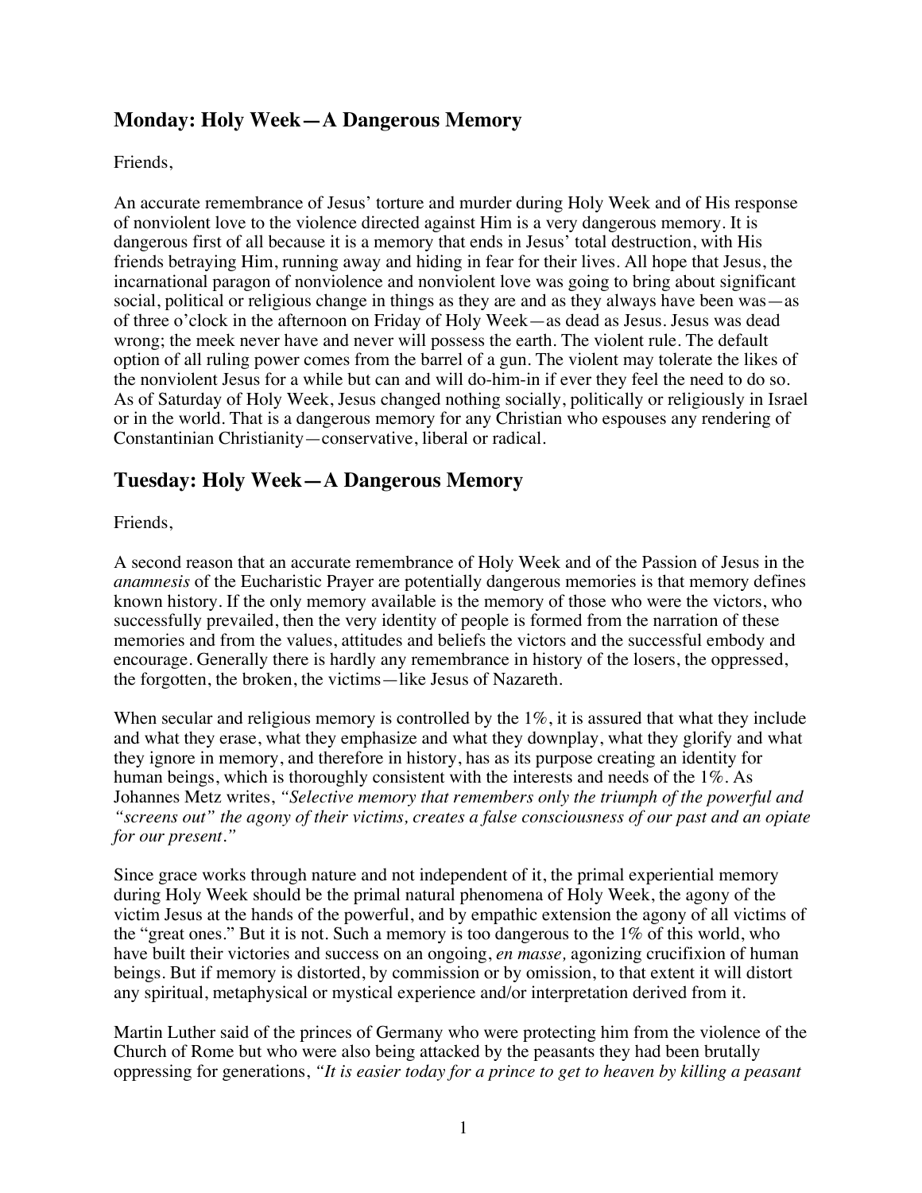## Monday: Holy Week—A Dangerous Memory

Friends,

An accurate remembrance of Jesus' torture and murder during Holy Week and of His response of nonviolent love to the violence directed against Him is a very dangerous memory. It is dangerous first of all because it is a memory that ends in Jesus' total destruction, with His friends betraying Him, running away and hiding in fear for their lives. All hope that Jesus, the incarnational paragon of nonviolence and nonviolent love was going to bring about significant social, political or religious change in things as they are and as they always have been was—as of three o'clock in the afternoon on Friday of Holy Week—as dead as Jesus. Jesus was dead wrong; the meek never have and never will possess the earth. The violent rule. The default option of all ruling power comes from the barrel of a gun. The violent may tolerate the likes of the nonviolent Jesus for a while but can and will do-him-in if ever they feel the need to do so. As of Saturday of Holy Week, Jesus changed nothing socially, politically or religiously in Israel or in the world. That is a dangerous memory for any Christian who espouses any rendering of Constantinian Christianity—conservative, liberal or radical.

## Tuesday: Holy Week—A Dangerous Memory

Friends,

A second reason that an accurate remembrance of Holy Week and of the Passion of Jesus in the *anamnesis* of the Eucharistic Prayer are potentially dangerous memories is that memory defines known history. If the only memory available is the memory of those who were the victors, who successfully prevailed, then the very identity of people is formed from the narration of these memories and from the values, attitudes and beliefs the victors and the successful embody and encourage. Generally there is hardly any remembrance in history of the losers, the oppressed, the forgotten, the broken, the victims—like Jesus of Nazareth.

When secular and religious memory is controlled by the 1%, it is assured that what they include and what they erase, what they emphasize and what they downplay, what they glorify and what they ignore in memory, and therefore in history, has as its purpose creating an identity for human beings, which is thoroughly consistent with the interests and needs of the 1%. As Johannes Metz writes, *"Selective memory that remembers only the triumph of the powerful and "screens out" the agony of their victims, creates a false consciousness of our past and an opiate for our present."*

Since grace works through nature and not independent of it, the primal experiential memory during Holy Week should be the primal natural phenomena of Holy Week, the agony of the victim Jesus at the hands of the powerful, and by empathic extension the agony of all victims of the "great ones." But it is not. Such a memory is too dangerous to the 1% of this world, who have built their victories and success on an ongoing, *en masse,* agonizing crucifixion of human beings. But if memory is distorted, by commission or by omission, to that extent it will distort any spiritual, metaphysical or mystical experience and/or interpretation derived from it.

Martin Luther said of the princes of Germany who were protecting him from the violence of the Church of Rome but who were also being attacked by the peasants they had been brutally oppressing for generations, *"It is easier today for a prince to get to heaven by killing a peasant*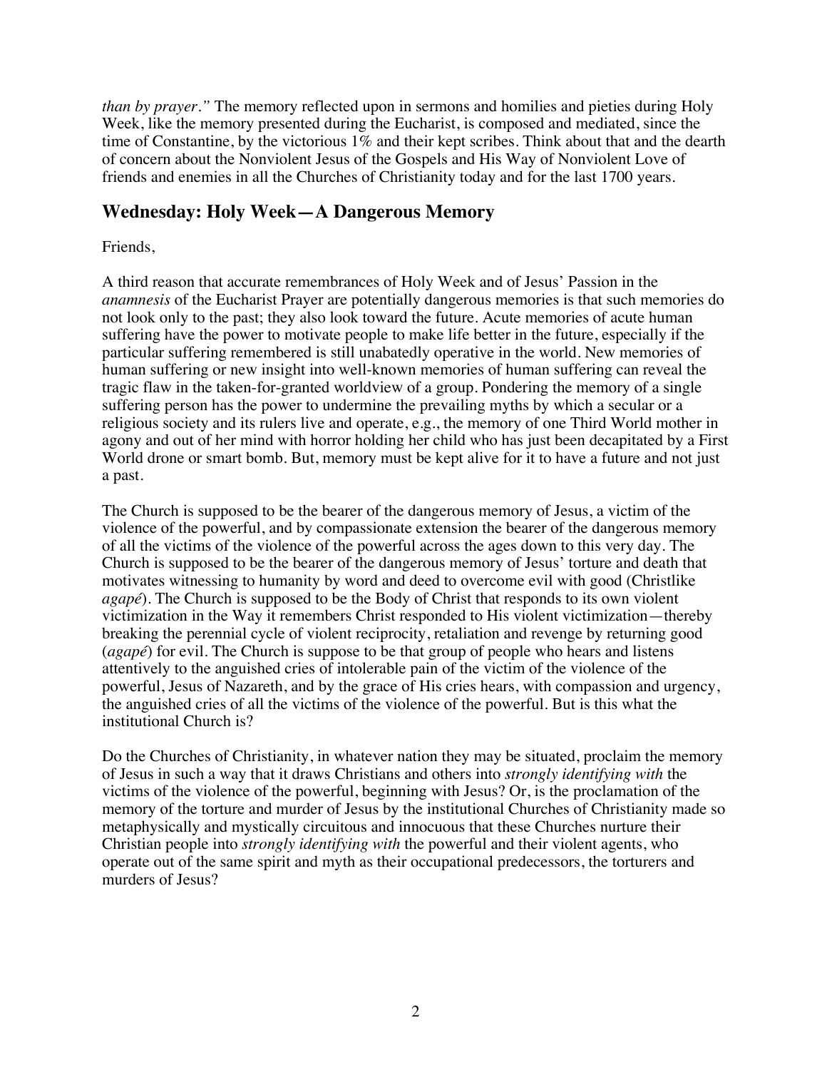*than by prayer."* The memory reflected upon in sermons and homilies and pieties during Holy Week, like the memory presented during the Eucharist, is composed and mediated, since the time of Constantine, by the victorious 1% and their kept scribes. Think about that and the dearth of concern about the Nonviolent Jesus of the Gospels and His Way of Nonviolent Love of friends and enemies in all the Churches of Christianity today and for the last 1700 years.

## Wednesday: Holy Week—A Dangerous Memory

Friends,

A third reason that accurate remembrances of Holy Week and of Jesus' Passion in the *anamnesis* of the Eucharist Prayer are potentially dangerous memories is that such memories do not look only to the past; they also look toward the future. Acute memories of acute human suffering have the power to motivate people to make life better in the future, especially if the particular suffering remembered is still unabatedly operative in the world. New memories of human suffering or new insight into well-known memories of human suffering can reveal the tragic flaw in the taken-for-granted worldview of a group. Pondering the memory of a single suffering person has the power to undermine the prevailing myths by which a secular or a religious society and its rulers live and operate, e.g., the memory of one Third World mother in agony and out of her mind with horror holding her child who has just been decapitated by a First World drone or smart bomb. But, memory must be kept alive for it to have a future and not just a past.

The Church is supposed to be the bearer of the dangerous memory of Jesus, a victim of the violence of the powerful, and by compassionate extension the bearer of the dangerous memory of all the victims of the violence of the powerful across the ages down to this very day. The Church is supposed to be the bearer of the dangerous memory of Jesus' torture and death that motivates witnessing to humanity by word and deed to overcome evil with good (Christlike *agapé*). The Church is supposed to be the Body of Christ that responds to its own violent victimization in the Way it remembers Christ responded to His violent victimization—thereby breaking the perennial cycle of violent reciprocity, retaliation and revenge by returning good (*agapé*) for evil. The Church is suppose to be that group of people who hears and listens attentively to the anguished cries of intolerable pain of the victim of the violence of the powerful, Jesus of Nazareth, and by the grace of His cries hears, with compassion and urgency, the anguished cries of all the victims of the violence of the powerful. But is this what the institutional Church is?

Do the Churches of Christianity, in whatever nation they may be situated, proclaim the memory of Jesus in such a way that it draws Christians and others into *strongly identifying with* the victims of the violence of the powerful, beginning with Jesus? Or, is the proclamation of the memory of the torture and murder of Jesus by the institutional Churches of Christianity made so metaphysically and mystically circuitous and innocuous that these Churches nurture their Christian people into *strongly identifying with* the powerful and their violent agents, who operate out of the same spirit and myth as their occupational predecessors, the torturers and murders of Jesus?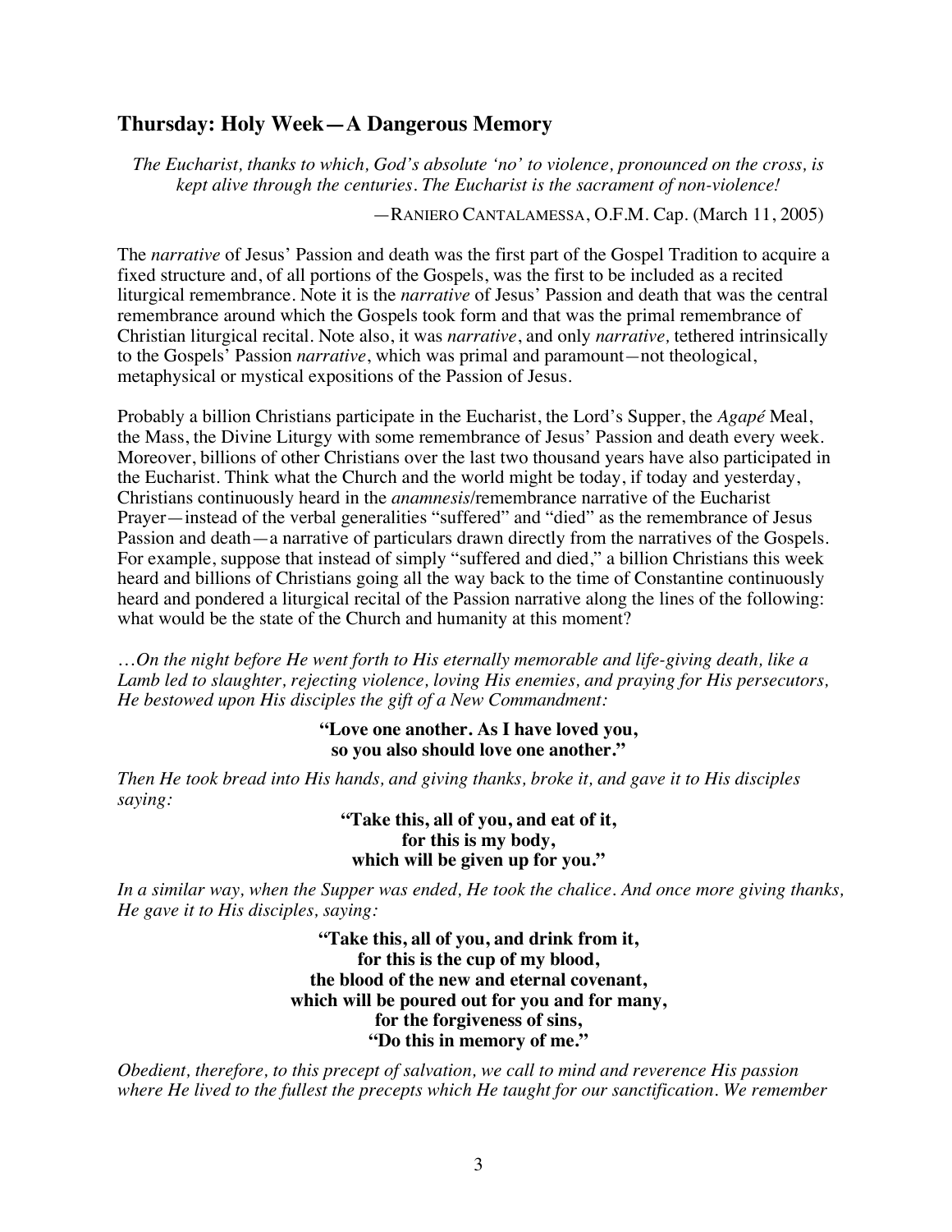## Thursday: Holy Week—A Dangerous Memory

*The Eucharist, thanks to which, God's absolute 'no' to violence, pronounced on the cross, is kept alive through the centuries. The Eucharist is the sacrament of non-violence!*

—RANIERO CANTALAMESSA, O.F.M. Cap. (March 11, 2005)

The *narrative* of Jesus' Passion and death was the first part of the Gospel Tradition to acquire a fixed structure and, of all portions of the Gospels, was the first to be included as a recited liturgical remembrance. Note it is the *narrative* of Jesus' Passion and death that was the central remembrance around which the Gospels took form and that was the primal remembrance of Christian liturgical recital. Note also, it was *narrative*, and only *narrative,* tethered intrinsically to the Gospels' Passion *narrative*, which was primal and paramount—not theological, metaphysical or mystical expositions of the Passion of Jesus.

Probably a billion Christians participate in the Eucharist, the Lord's Supper, the *Agapé* Meal, the Mass, the Divine Liturgy with some remembrance of Jesus' Passion and death every week. Moreover, billions of other Christians over the last two thousand years have also participated in the Eucharist. Think what the Church and the world might be today, if today and yesterday, Christians continuously heard in the *anamnesis*/remembrance narrative of the Eucharist Prayer—instead of the verbal generalities "suffered" and "died" as the remembrance of Jesus Passion and death—a narrative of particulars drawn directly from the narratives of the Gospels. For example, suppose that instead of simply "suffered and died," a billion Christians this week heard and billions of Christians going all the way back to the time of Constantine continuously heard and pondered a liturgical recital of the Passion narrative along the lines of the following: what would be the state of the Church and humanity at this moment?

*…On the night before He went forth to His eternally memorable and life-giving death, like a Lamb led to slaughter, rejecting violence, loving His enemies, and praying for His persecutors, He bestowed upon His disciples the gift of a New Commandment:*

**"Love one another. As I have loved you,
so you also should love one another."**

*Then He took bread into His hands, and giving thanks, broke it, and gave it to His disciples saying:*

**"Take this, all of you, and eat of it,
for this is my body,
which will be given up for you."**

*In a similar way, when the Supper was ended, He took the chalice. And once more giving thanks, He gave it to His disciples, saying:*

**"Take this, all of you, and drink from it,
for this is the cup of my blood,
the blood of the new and eternal covenant,
which will be poured out for you and for many,
for the forgiveness of sins,
"Do this in memory of me."**

*Obedient, therefore, to this precept of salvation, we call to mind and reverence His passion where He lived to the fullest the precepts which He taught for our sanctification. We remember*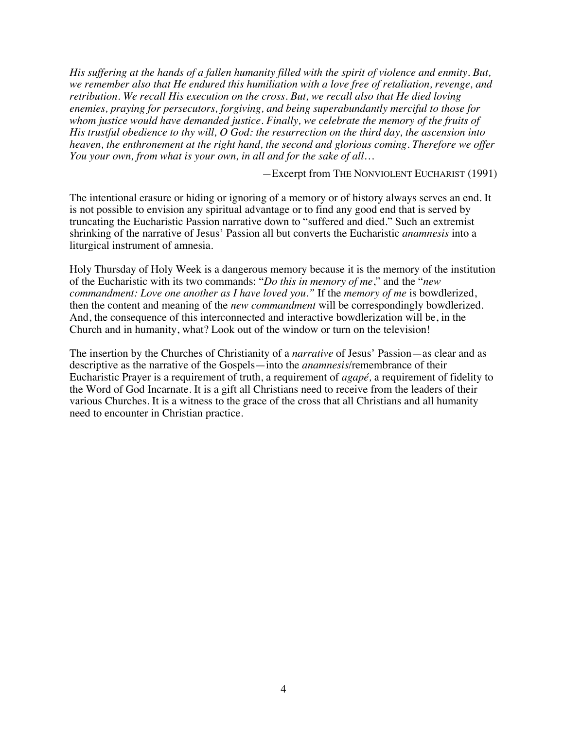*His suffering at the hands of a fallen humanity filled with the spirit of violence and enmity. But, we remember also that He endured this humiliation with a love free of retaliation, revenge, and retribution. We recall His execution on the cross. But, we recall also that He died loving enemies, praying for persecutors, forgiving, and being superabundantly merciful to those for whom justice would have demanded justice. Finally, we celebrate the memory of the fruits of His trustful obedience to thy will, O God: the resurrection on the third day, the ascension into heaven, the enthronement at the right hand, the second and glorious coming. Therefore we offer You your own, from what is your own, in all and for the sake of all…*

—Excerpt from THE NONVIOLENT EUCHARIST (1991)

The intentional erasure or hiding or ignoring of a memory or of history always serves an end. It is not possible to envision any spiritual advantage or to find any good end that is served by truncating the Eucharistic Passion narrative down to "suffered and died." Such an extremist shrinking of the narrative of Jesus' Passion all but converts the Eucharistic *anamnesis* into a liturgical instrument of amnesia.

Holy Thursday of Holy Week is a dangerous memory because it is the memory of the institution of the Eucharistic with its two commands: "*Do this in memory of me*," and the "*new commandment: Love one another as I have loved you.*" If the *memory of me* is bowdlerized, then the content and meaning of the *new commandment* will be correspondingly bowdlerized. And, the consequence of this interconnected and interactive bowdlerization will be, in the Church and in humanity, what? Look out of the window or turn on the television!

The insertion by the Churches of Christianity of a *narrative* of Jesus' Passion—as clear and as descriptive as the narrative of the Gospels—into the *anamnesis*/remembrance of their Eucharistic Prayer is a requirement of truth, a requirement of *agapé,* a requirement of fidelity to the Word of God Incarnate. It is a gift all Christians need to receive from the leaders of their various Churches. It is a witness to the grace of the cross that all Christians and all humanity need to encounter in Christian practice.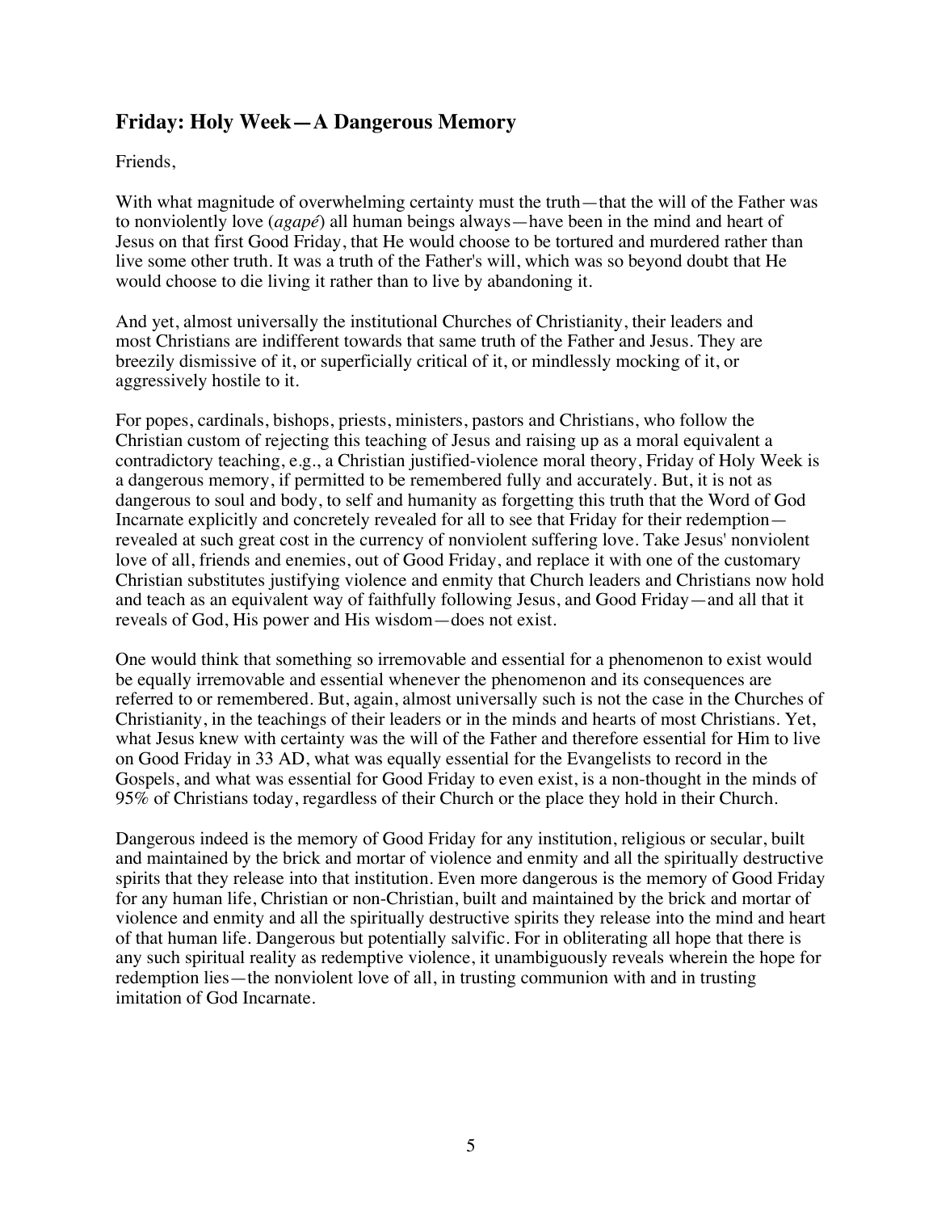## Friday: Holy Week—A Dangerous Memory

Friends,

With what magnitude of overwhelming certainty must the truth—that the will of the Father was to nonviolently love (*agapé*) all human beings always—have been in the mind and heart of Jesus on that first Good Friday, that He would choose to be tortured and murdered rather than live some other truth. It was a truth of the Father's will, which was so beyond doubt that He would choose to die living it rather than to live by abandoning it.

And yet, almost universally the institutional Churches of Christianity, their leaders and most Christians are indifferent towards that same truth of the Father and Jesus. They are breezily dismissive of it, or superficially critical of it, or mindlessly mocking of it, or aggressively hostile to it.

For popes, cardinals, bishops, priests, ministers, pastors and Christians, who follow the Christian custom of rejecting this teaching of Jesus and raising up as a moral equivalent a contradictory teaching, e.g., a Christian justified-violence moral theory, Friday of Holy Week is a dangerous memory, if permitted to be remembered fully and accurately. But, it is not as dangerous to soul and body, to self and humanity as forgetting this truth that the Word of God Incarnate explicitly and concretely revealed for all to see that Friday for their redemption—revealed at such great cost in the currency of nonviolent suffering love. Take Jesus' nonviolent love of all, friends and enemies, out of Good Friday, and replace it with one of the customary Christian substitutes justifying violence and enmity that Church leaders and Christians now hold and teach as an equivalent way of faithfully following Jesus, and Good Friday—and all that it reveals of God, His power and His wisdom—does not exist.

One would think that something so irremovable and essential for a phenomenon to exist would be equally irremovable and essential whenever the phenomenon and its consequences are referred to or remembered. But, again, almost universally such is not the case in the Churches of Christianity, in the teachings of their leaders or in the minds and hearts of most Christians. Yet, what Jesus knew with certainty was the will of the Father and therefore essential for Him to live on Good Friday in 33 AD, what was equally essential for the Evangelists to record in the Gospels, and what was essential for Good Friday to even exist, is a non-thought in the minds of 95% of Christians today, regardless of their Church or the place they hold in their Church.

Dangerous indeed is the memory of Good Friday for any institution, religious or secular, built and maintained by the brick and mortar of violence and enmity and all the spiritually destructive spirits that they release into that institution. Even more dangerous is the memory of Good Friday for any human life, Christian or non-Christian, built and maintained by the brick and mortar of violence and enmity and all the spiritually destructive spirits they release into the mind and heart of that human life. Dangerous but potentially salvific. For in obliterating all hope that there is any such spiritual reality as redemptive violence, it unambiguously reveals wherein the hope for redemption lies—the nonviolent love of all, in trusting communion with and in trusting imitation of God Incarnate.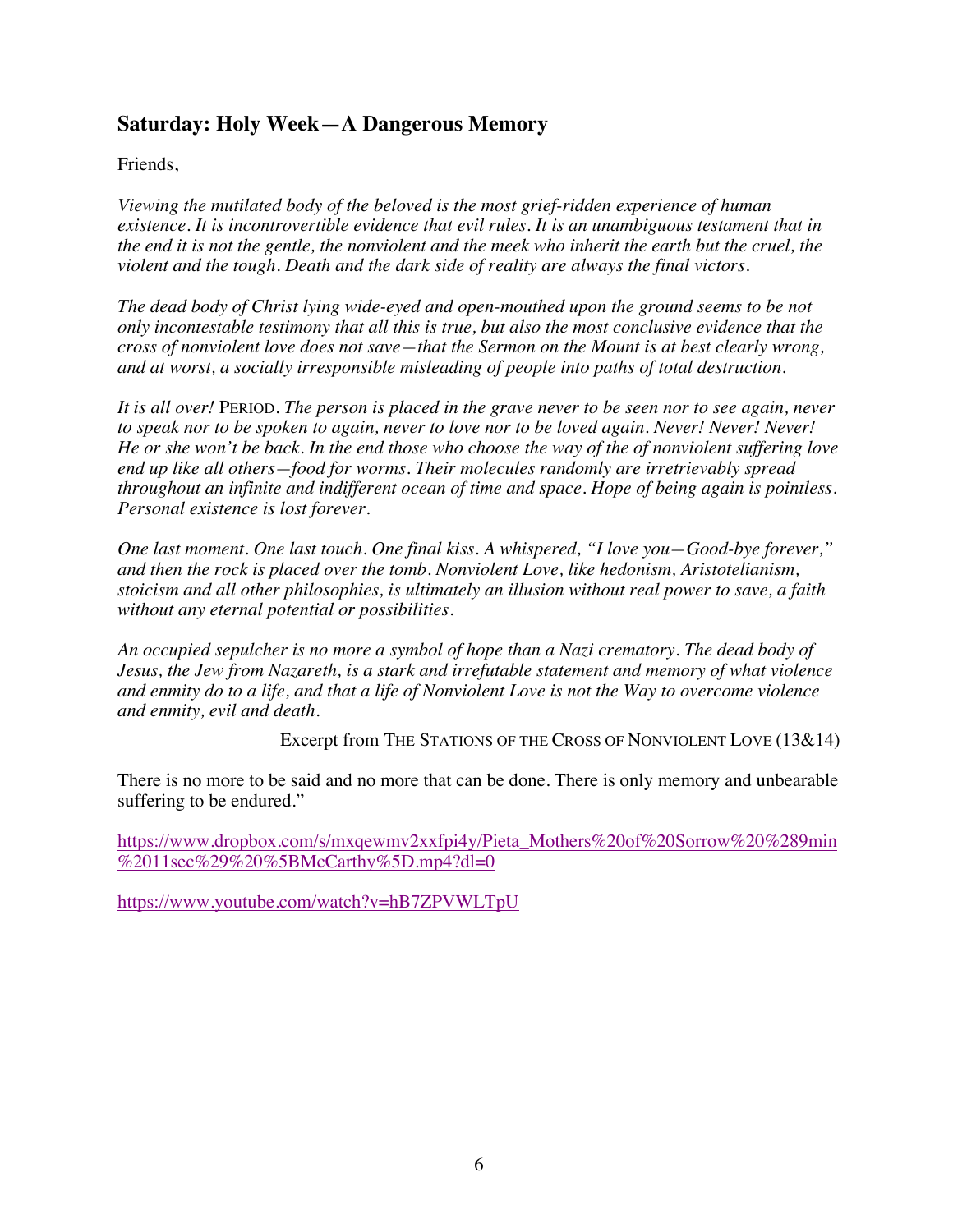## Saturday: Holy Week—A Dangerous Memory

Friends,

*Viewing the mutilated body of the beloved is the most grief-ridden experience of human existence. It is incontrovertible evidence that evil rules. It is an unambiguous testament that in the end it is not the gentle, the nonviolent and the meek who inherit the earth but the cruel, the violent and the tough. Death and the dark side of reality are always the final victors.*

*The dead body of Christ lying wide-eyed and open-mouthed upon the ground seems to be not only incontestable testimony that all this is true, but also the most conclusive evidence that the cross of nonviolent love does not save—that the Sermon on the Mount is at best clearly wrong, and at worst, a socially irresponsible misleading of people into paths of total destruction.*

*It is all over!* PERIOD. *The person is placed in the grave never to be seen nor to see again, never to speak nor to be spoken to again, never to love nor to be loved again. Never! Never! Never! He or she won't be back. In the end those who choose the way of the of nonviolent suffering love end up like all others—food for worms. Their molecules randomly are irretrievably spread throughout an infinite and indifferent ocean of time and space. Hope of being again is pointless. Personal existence is lost forever.*

*One last moment. One last touch. One final kiss. A whispered, "I love you—Good-bye forever," and then the rock is placed over the tomb. Nonviolent Love, like hedonism, Aristotelianism, stoicism and all other philosophies, is ultimately an illusion without real power to save, a faith without any eternal potential or possibilities.*

*An occupied sepulcher is no more a symbol of hope than a Nazi crematory. The dead body of Jesus, the Jew from Nazareth, is a stark and irrefutable statement and memory of what violence and enmity do to a life, and that a life of Nonviolent Love is not the Way to overcome violence and enmity, evil and death.*

Excerpt from THE STATIONS OF THE CROSS OF NONVIOLENT LOVE (13&14)

There is no more to be said and no more that can be done. There is only memory and unbearable suffering to be endured."

https://www.dropbox.com/s/mxqewmv2xxfpi4y/Pieta_Mothers%20of%20Sorrow%20%289min%2011sec%29%20%5BMcCarthy%5D.mp4?dl=0

https://www.youtube.com/watch?v=hB7ZPVWLTpU